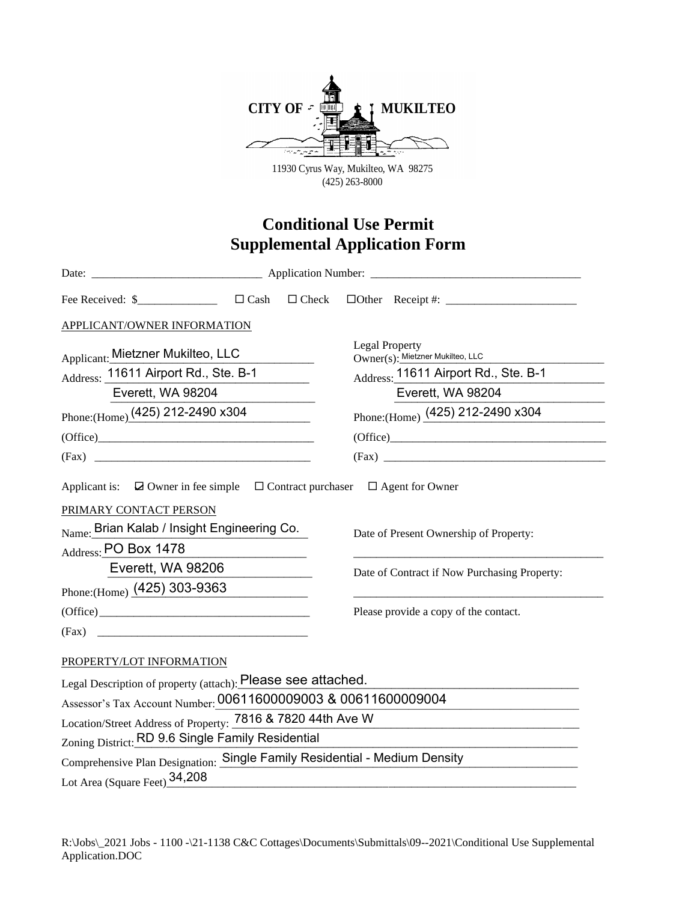CITY OF MUKILTEO

11930 Cyrus Way, Mukilteo, WA 98275
(425) 263-8000

# Conditional Use Permit
# Supplemental Application Form

Date: ______________________ Application Number: ______________________

Fee Received: $____________ ☐ Cash ☐ Check ☐Other Receipt #: ____________________

APPLICANT/OWNER INFORMATION

| Applicant | Legal Property Owner(s) |
|---|---|
| Applicant: Mietzner Mukilteo, LLC | Legal Property Owner(s): Mietzner Mukilteo, LLC |
| Address: 11611 Airport Rd., Ste. B-1, Everett, WA 98204 | Address: 11611 Airport Rd., Ste. B-1, Everett, WA 98204 |
| Phone:(Home) (425) 212-2490 x304 | Phone:(Home) (425) 212-2490 x304 |
| (Office)____________________ | (Office)____________________ |
| (Fax) ____________________ | (Fax) ____________________ |

Applicant is: ☑ Owner in fee simple ☐ Contract purchaser ☐ Agent for Owner

PRIMARY CONTACT PERSON

Name: Brian Kalab / Insight Engineering Co.

Address: PO Box 1478
Everett, WA 98206

Phone:(Home) (425) 303-9363

(Office)____________________

(Fax) ____________________

Date of Present Ownership of Property: ____________________

Date of Contract if Now Purchasing Property: ____________________

Please provide a copy of the contact.

PROPERTY/LOT INFORMATION

Legal Description of property (attach): Please see attached.

Assessor's Tax Account Number: 00611600009003 & 00611600009004

Location/Street Address of Property: 7816 & 7820 44th Ave W

Zoning District: RD 9.6 Single Family Residential

Comprehensive Plan Designation: Single Family Residential - Medium Density

Lot Area (Square Feet) 34,208

R:\Jobs\_2021 Jobs - 1100 -\21-1138 C&C Cottages\Documents\Submittals\09--2021\Conditional Use Supplemental Application.DOC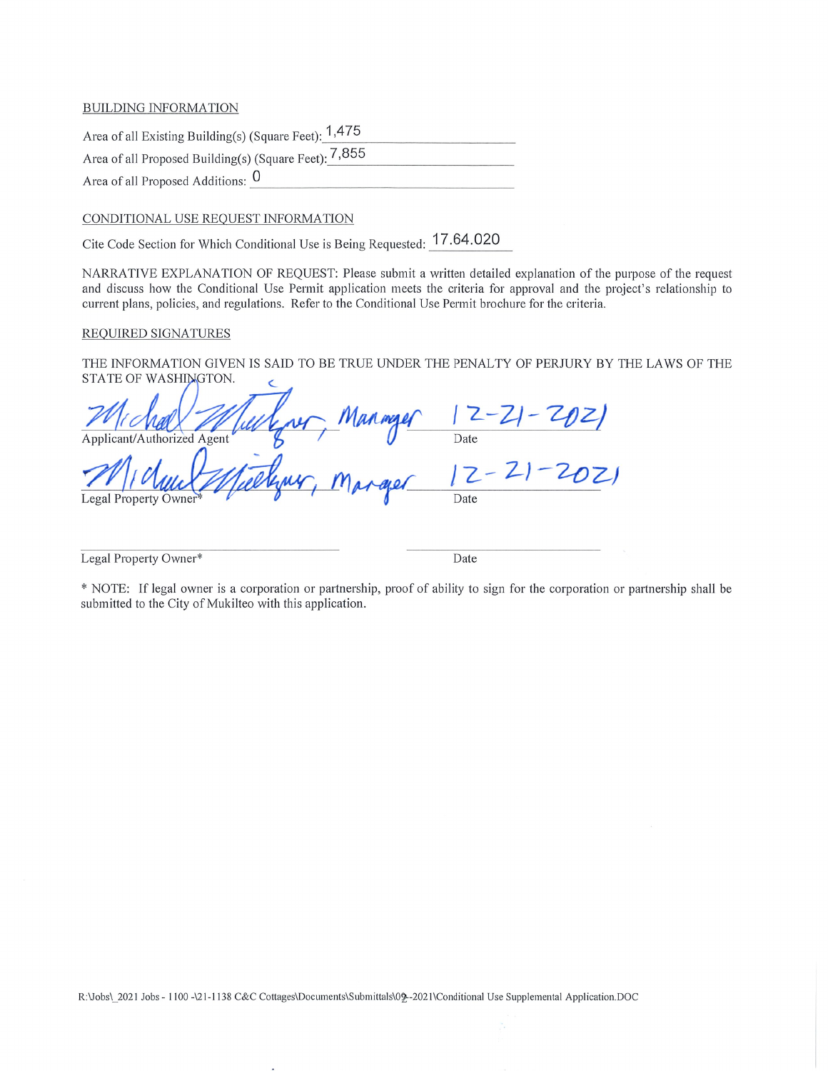BUILDING INFORMATION

Area of all Existing Building(s) (Square Feet): 1,475

Area of all Proposed Building(s) (Square Feet): 7,855

Area of all Proposed Additions: 0

CONDITIONAL USE REQUEST INFORMATION

Cite Code Section for Which Conditional Use is Being Requested: 17.64.020

NARRATIVE EXPLANATION OF REQUEST: Please submit a written detailed explanation of the purpose of the request and discuss how the Conditional Use Permit application meets the criteria for approval and the project's relationship to current plans, policies, and regulations. Refer to the Conditional Use Permit brochure for the criteria.

REQUIRED SIGNATURES

THE INFORMATION GIVEN IS SAID TO BE TRUE UNDER THE PENALTY OF PERJURY BY THE LAWS OF THE STATE OF WASHINGTON.

Michael Muchner, Manager — 12-21-2021

Applicant/Authorized Agent — Date

Michael Muchner, Manager — 12-21-2021

Legal Property Owner* — Date

Legal Property Owner* — Date

* NOTE: If legal owner is a corporation or partnership, proof of ability to sign for the corporation or partnership shall be submitted to the City of Mukilteo with this application.

R:\Jobs\_2021 Jobs - 1100 -\21-1138 C&C Cottages\Documents\Submittals\02-2021\Conditional Use Supplemental Application.DOC